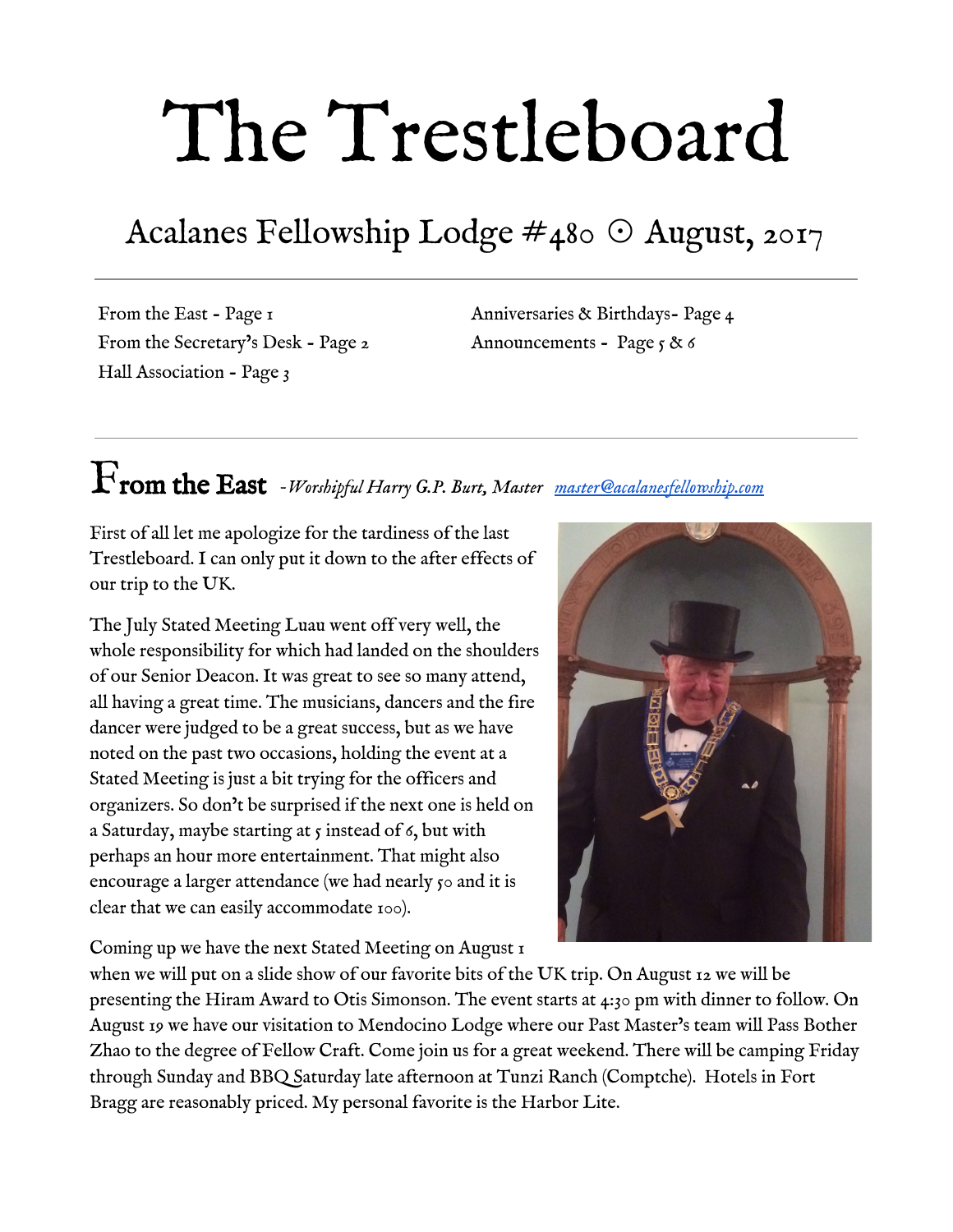# The Trestleboard

## Acalanes Fellowship Lodge #480 ☉ August, 2017

From the East - Page 1
From the Secretary's Desk - Page 2
Hall Association - Page 3
Anniversaries & Birthdays- Page 4
Announcements - Page 5 & 6

---

## From the East *-Worshipful Harry G.P. Burt, Master* [master@acalanesfellowship.com](mailto:master@acalanesfellowship.com)

First of all let me apologize for the tardiness of the last Trestleboard. I can only put it down to the after effects of our trip to the UK.

The July Stated Meeting Luau went off very well, the whole responsibility for which had landed on the shoulders of our Senior Deacon. It was great to see so many attend, all having a great time. The musicians, dancers and the fire dancer were judged to be a great success, but as we have noted on the past two occasions, holding the event at a Stated Meeting is just a bit trying for the officers and organizers. So don't be surprised if the next one is held on a Saturday, maybe starting at 5 instead of 6, but with perhaps an hour more entertainment. That might also encourage a larger attendance (we had nearly 50 and it is clear that we can easily accommodate 100).

Coming up we have the next Stated Meeting on August 1 when we will put on a slide show of our favorite bits of the UK trip. On August 12 we will be presenting the Hiram Award to Otis Simonson. The event starts at 4:30 pm with dinner to follow. On August 19 we have our visitation to Mendocino Lodge where our Past Master's team will Pass Bother Zhao to the degree of Fellow Craft. Come join us for a great weekend. There will be camping Friday through Sunday and BBQ Saturday late afternoon at Tunzi Ranch (Comptche). Hotels in Fort Bragg are reasonably priced. My personal favorite is the Harbor Lite.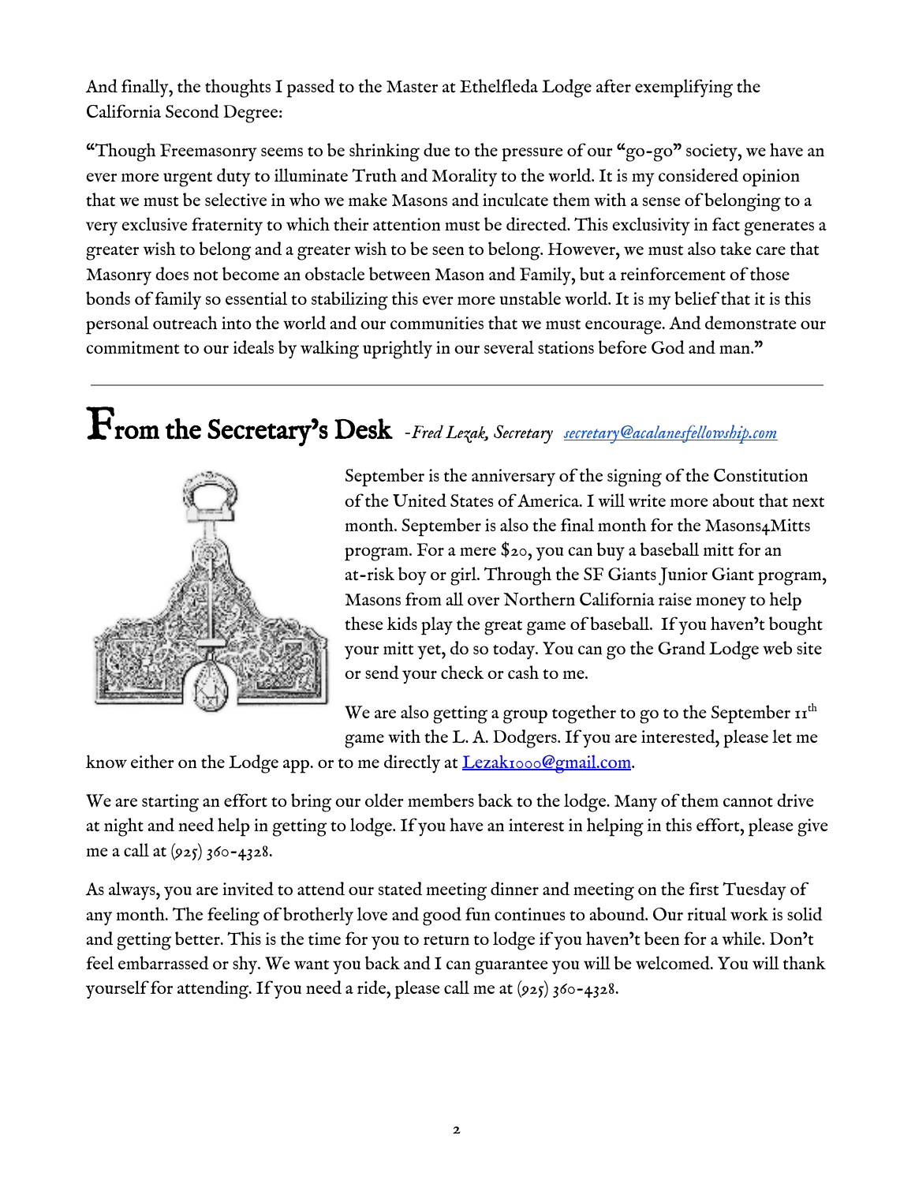And finally, the thoughts I passed to the Master at Ethelfleda Lodge after exemplifying the California Second Degree:

"Though Freemasonry seems to be shrinking due to the pressure of our "go-go" society, we have an ever more urgent duty to illuminate Truth and Morality to the world. It is my considered opinion that we must be selective in who we make Masons and inculcate them with a sense of belonging to a very exclusive fraternity to which their attention must be directed. This exclusivity in fact generates a greater wish to belong and a greater wish to be seen to belong. However, we must also take care that Masonry does not become an obstacle between Mason and Family, but a reinforcement of those bonds of family so essential to stabilizing this ever more unstable world. It is my belief that it is this personal outreach into the world and our communities that we must encourage. And demonstrate our commitment to our ideals by walking uprightly in our several stations before God and man."

---

## From the Secretary's Desk *-Fred Lezak, Secretary* *secretary@acalanesfellowship.com*

September is the anniversary of the signing of the Constitution of the United States of America. I will write more about that next month. September is also the final month for the Masons4Mitts program. For a mere $20, you can buy a baseball mitt for an at-risk boy or girl. Through the SF Giants Junior Giant program, Masons from all over Northern California raise money to help these kids play the great game of baseball. If you haven't bought your mitt yet, do so today. You can go the Grand Lodge web site or send your check or cash to me.

We are also getting a group together to go to the September 11th game with the L. A. Dodgers. If you are interested, please let me know either on the Lodge app. or to me directly at Lezak1000@gmail.com.

We are starting an effort to bring our older members back to the lodge. Many of them cannot drive at night and need help in getting to lodge. If you have an interest in helping in this effort, please give me a call at (925) 360-4328.

As always, you are invited to attend our stated meeting dinner and meeting on the first Tuesday of any month. The feeling of brotherly love and good fun continues to abound. Our ritual work is solid and getting better. This is the time for you to return to lodge if you haven't been for a while. Don't feel embarrassed or shy. We want you back and I can guarantee you will be welcomed. You will thank yourself for attending. If you need a ride, please call me at (925) 360-4328.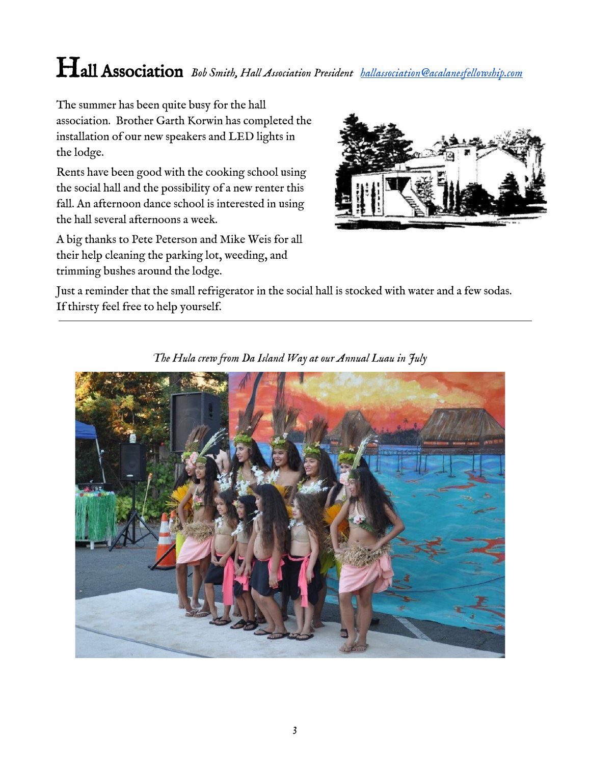# Hall Association *Bob Smith, Hall Association President [hallassociation@acalanesfellowship.com](mailto:hallassociation@acalanesfellowship.com)*

The summer has been quite busy for the hall association. Brother Garth Korwin has completed the installation of our new speakers and LED lights in the lodge.

Rents have been good with the cooking school using the social hall and the possibility of a new renter this fall. An afternoon dance school is interested in using the hall several afternoons a week.

A big thanks to Pete Peterson and Mike Weis for all their help cleaning the parking lot, weeding, and trimming bushes around the lodge.

Just a reminder that the small refrigerator in the social hall is stocked with water and a few sodas. If thirsty feel free to help yourself.

---

*The Hula crew from Da Island Way at our Annual Luau in July*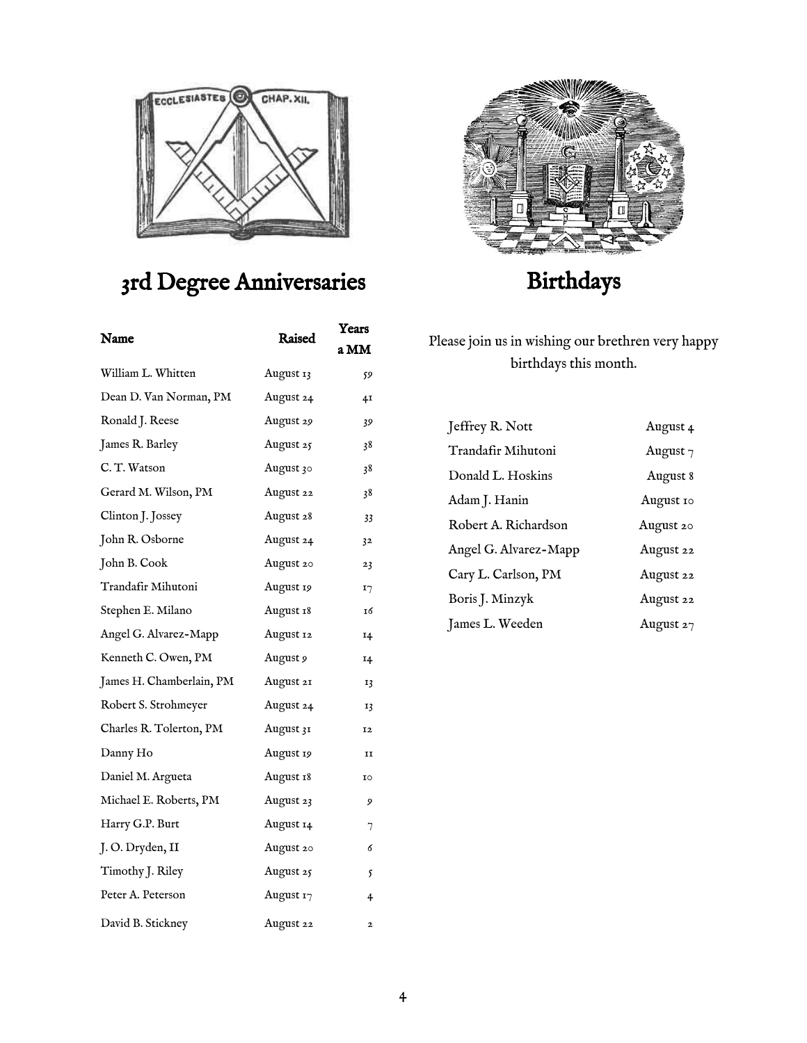## 3rd Degree Anniversaries

| Name | Raised | Years a MM |
|---|---|---|
| William L. Whitten | August 13 | 59 |
| Dean D. Van Norman, PM | August 24 | 41 |
| Ronald J. Reese | August 29 | 39 |
| James R. Barley | August 25 | 38 |
| C. T. Watson | August 30 | 38 |
| Gerard M. Wilson, PM | August 22 | 38 |
| Clinton J. Jossey | August 28 | 33 |
| John R. Osborne | August 24 | 32 |
| John B. Cook | August 20 | 23 |
| Trandafir Mihutoni | August 19 | 17 |
| Stephen E. Milano | August 18 | 16 |
| Angel G. Alvarez-Mapp | August 12 | 14 |
| Kenneth C. Owen, PM | August 9 | 14 |
| James H. Chamberlain, PM | August 21 | 13 |
| Robert S. Strohmeyer | August 24 | 13 |
| Charles R. Tolerton, PM | August 31 | 12 |
| Danny Ho | August 19 | 11 |
| Daniel M. Argueta | August 18 | 10 |
| Michael E. Roberts, PM | August 23 | 9 |
| Harry G.P. Burt | August 14 | 7 |
| J. O. Dryden, II | August 20 | 6 |
| Timothy J. Riley | August 25 | 5 |
| Peter A. Peterson | August 17 | 4 |
| David B. Stickney | August 22 | 2 |

## Birthdays

Please join us in wishing our brethren very happy birthdays this month.

| | |
|---|---|
| Jeffrey R. Nott | August 4 |
| Trandafir Mihutoni | August 7 |
| Donald L. Hoskins | August 8 |
| Adam J. Hanin | August 10 |
| Robert A. Richardson | August 20 |
| Angel G. Alvarez-Mapp | August 22 |
| Cary L. Carlson, PM | August 22 |
| Boris J. Minzyk | August 22 |
| James L. Weeden | August 27 |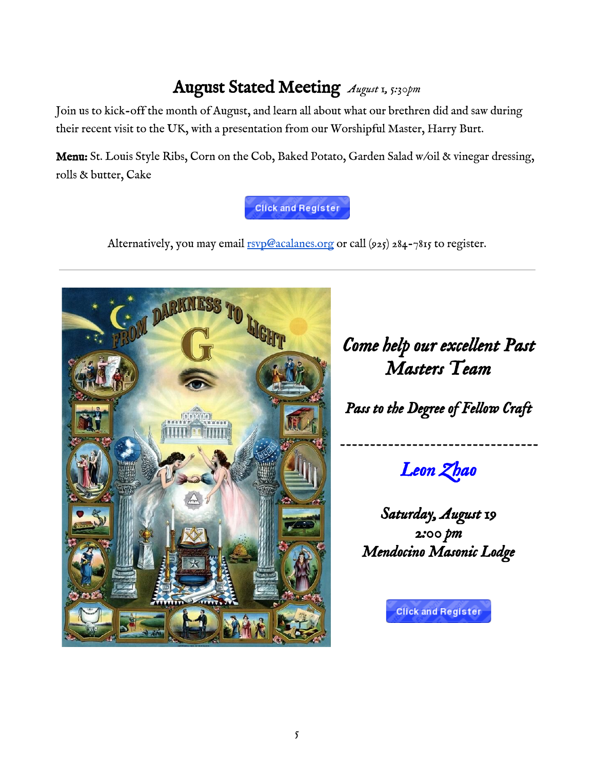## August Stated Meeting *August 1, 5:30pm*

Join us to kick-off the month of August, and learn all about what our brethren did and saw during their recent visit to the UK, with a presentation from our Worshipful Master, Harry Burt.

**Menu:** St. Louis Style Ribs, Corn on the Cob, Baked Potato, Garden Salad w/oil & vinegar dressing, rolls & butter, Cake

Click and Register

Alternatively, you may email rsvp@acalanes.org or call (925) 284-7815 to register.

---

***Come help our excellent Past Masters Team***

***Pass to the Degree of Fellow Craft***

---

***Leon Zhao***

***Saturday, August 19***
***2:00 pm***
***Mendocino Masonic Lodge***

Click and Register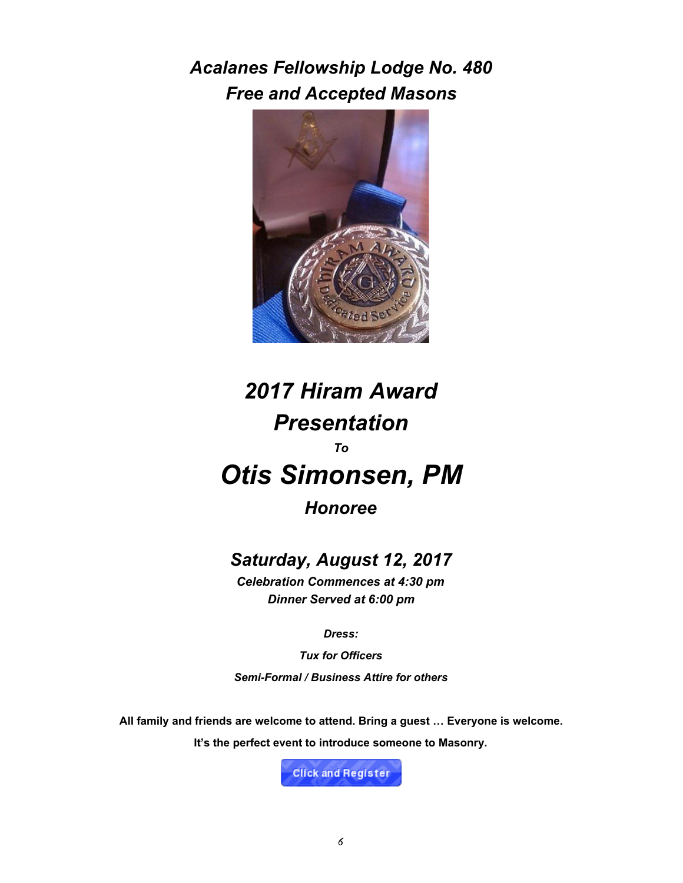***Acalanes Fellowship Lodge No. 480***
***Free and Accepted Masons***

# *2017 Hiram Award Presentation*

***To***

# *Otis Simonsen, PM*

## *Honoree*

## *Saturday, August 12, 2017*

***Celebration Commences at 4:30 pm***
***Dinner Served at 6:00 pm***

***Dress:***

***Tux for Officers***

***Semi-Formal / Business Attire for others***

**All family and friends are welcome to attend. Bring a guest … Everyone is welcome.**

**It's the perfect event to introduce someone to Masonry.**

Click and Register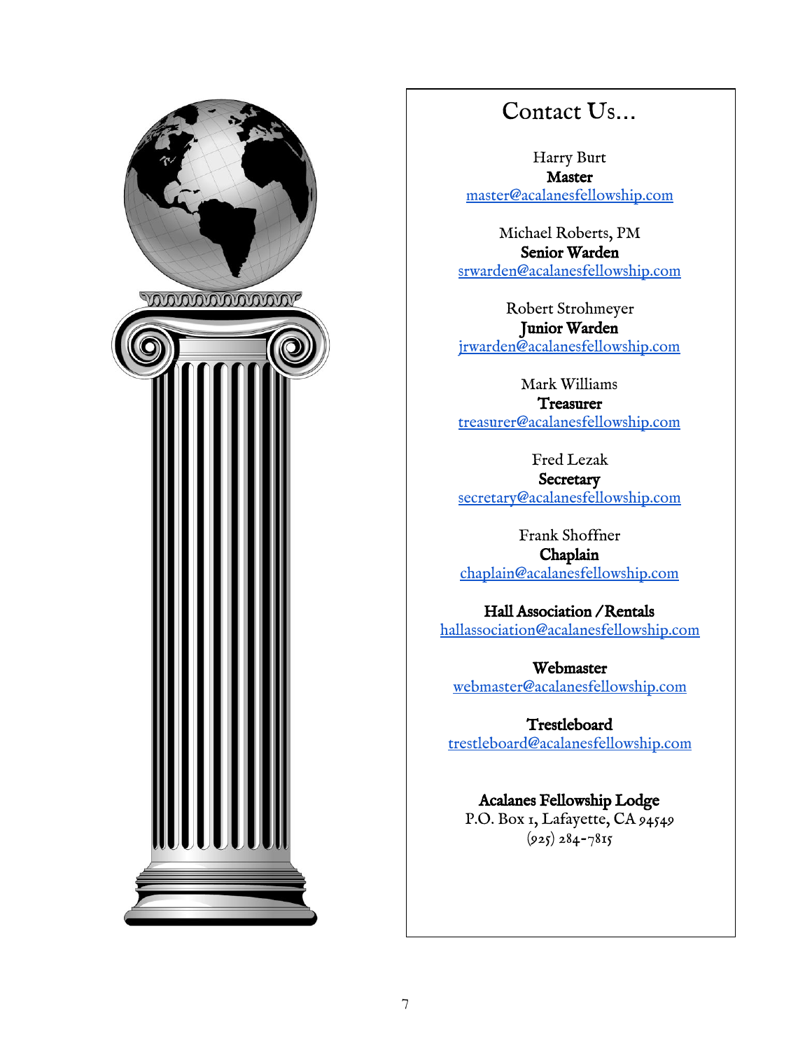# Contact Us...

Harry Burt
**Master**
master@acalanesfellowship.com

Michael Roberts, PM
**Senior Warden**
srwarden@acalanesfellowship.com

Robert Strohmeyer
**Junior Warden**
jrwarden@acalanesfellowship.com

Mark Williams
**Treasurer**
treasurer@acalanesfellowship.com

Fred Lezak
**Secretary**
secretary@acalanesfellowship.com

Frank Shoffner
**Chaplain**
chaplain@acalanesfellowship.com

**Hall Association /Rentals**
hallassociation@acalanesfellowship.com

**Webmaster**
webmaster@acalanesfellowship.com

**Trestleboard**
trestleboard@acalanesfellowship.com

**Acalanes Fellowship Lodge**
P.O. Box 1, Lafayette, CA 94549
(925) 284-7815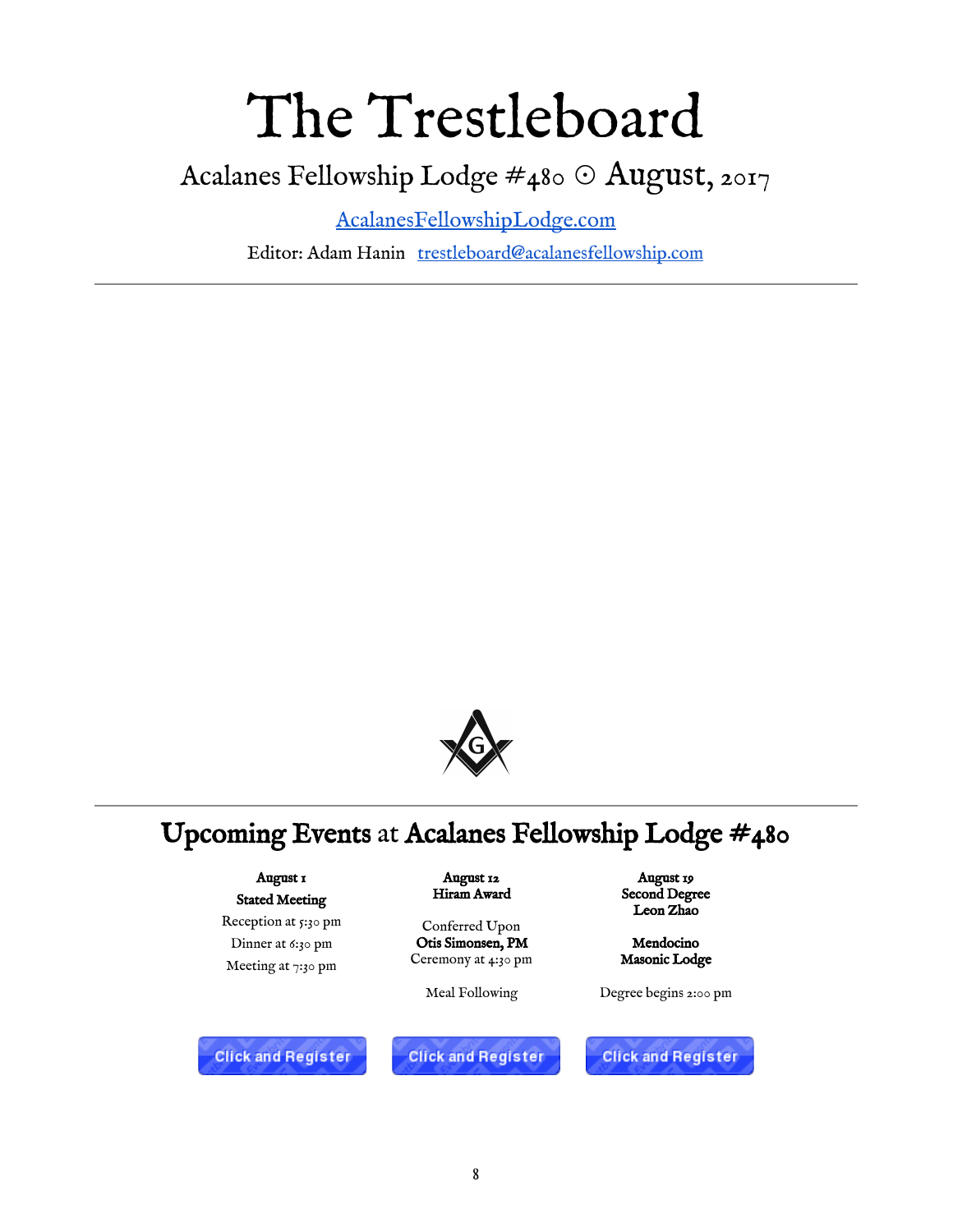# The Trestleboard

## Acalanes Fellowship Lodge #480 ⊙ August, 2017

AcalanesFellowshipLodge.com

Editor: Adam Hanin trestleboard@acalanesfellowship.com

## Upcoming Events at Acalanes Fellowship Lodge #480

**August 1**
**Stated Meeting**
Reception at 5:30 pm
Dinner at 6:30 pm
Meeting at 7:30 pm

Click and Register

**August 12**
**Hiram Award**

Conferred Upon
**Otis Simonsen, PM**
Ceremony at 4:30 pm

Meal Following

Click and Register

**August 19**
**Second Degree**
**Leon Zhao**

**Mendocino**
**Masonic Lodge**

Degree begins 2:00 pm

Click and Register